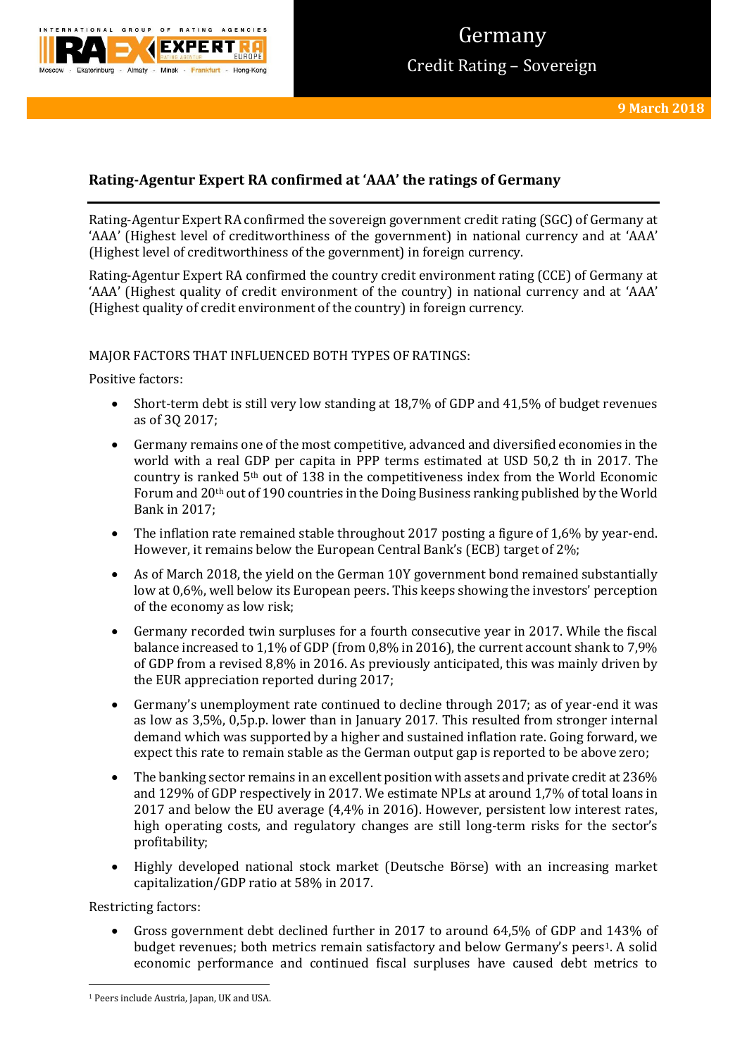# Germany

Credit Rating – Sovereign

**9 March 2018**

## Rating-Agentur Expert RA confirmed at 'AAA' the ratings of Germany

Rating-Agentur Expert RA confirmed the sovereign government credit rating (SGC) of Germany at 'AAA' (Highest level of creditworthiness of the government) in national currency and at 'AAA' (Highest level of creditworthiness of the government) in foreign currency.

Rating-Agentur Expert RA confirmed the country credit environment rating (CCE) of Germany at 'AAA' (Highest quality of credit environment of the country) in national currency and at 'AAA' (Highest quality of credit environment of the country) in foreign currency.

MAJOR FACTORS THAT INFLUENCED BOTH TYPES OF RATINGS:

Positive factors:

- Short-term debt is still very low standing at 18,7% of GDP and 41,5% of budget revenues as of 3Q 2017;
- Germany remains one of the most competitive, advanced and diversified economies in the world with a real GDP per capita in PPP terms estimated at USD 50,2 th in 2017. The country is ranked 5th out of 138 in the competitiveness index from the World Economic Forum and 20th out of 190 countries in the Doing Business ranking published by the World Bank in 2017;
- The inflation rate remained stable throughout 2017 posting a figure of 1,6% by year-end. However, it remains below the European Central Bank's (ECB) target of 2%;
- As of March 2018, the yield on the German 10Y government bond remained substantially low at 0,6%, well below its European peers. This keeps showing the investors' perception of the economy as low risk;
- Germany recorded twin surpluses for a fourth consecutive year in 2017. While the fiscal balance increased to 1,1% of GDP (from 0,8% in 2016), the current account shank to 7,9% of GDP from a revised 8,8% in 2016. As previously anticipated, this was mainly driven by the EUR appreciation reported during 2017;
- Germany's unemployment rate continued to decline through 2017; as of year-end it was as low as 3,5%, 0,5p.p. lower than in January 2017. This resulted from stronger internal demand which was supported by a higher and sustained inflation rate. Going forward, we expect this rate to remain stable as the German output gap is reported to be above zero;
- The banking sector remains in an excellent position with assets and private credit at 236% and 129% of GDP respectively in 2017. We estimate NPLs at around 1,7% of total loans in 2017 and below the EU average (4,4% in 2016). However, persistent low interest rates, high operating costs, and regulatory changes are still long-term risks for the sector's profitability;
- Highly developed national stock market (Deutsche Börse) with an increasing market capitalization/GDP ratio at 58% in 2017.

Restricting factors:

- Gross government debt declined further in 2017 to around 64,5% of GDP and 143% of budget revenues; both metrics remain satisfactory and below Germany's peers[1]. A solid economic performance and continued fiscal surpluses have caused debt metrics to

[1] Peers include Austria, Japan, UK and USA.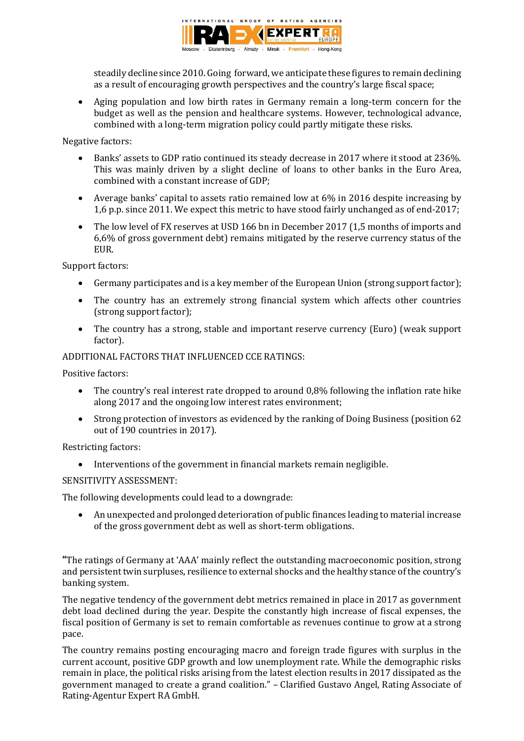steadily decline since 2010. Going forward, we anticipate these figures to remain declining as a result of encouraging growth perspectives and the country's large fiscal space;

- Aging population and low birth rates in Germany remain a long-term concern for the budget as well as the pension and healthcare systems. However, technological advance, combined with a long-term migration policy could partly mitigate these risks.

Negative factors:

- Banks' assets to GDP ratio continued its steady decrease in 2017 where it stood at 236%. This was mainly driven by a slight decline of loans to other banks in the Euro Area, combined with a constant increase of GDP;
- Average banks' capital to assets ratio remained low at 6% in 2016 despite increasing by 1,6 p.p. since 2011. We expect this metric to have stood fairly unchanged as of end-2017;
- The low level of FX reserves at USD 166 bn in December 2017 (1,5 months of imports and 6,6% of gross government debt) remains mitigated by the reserve currency status of the EUR.

Support factors:

- Germany participates and is a key member of the European Union (strong support factor);
- The country has an extremely strong financial system which affects other countries (strong support factor);
- The country has a strong, stable and important reserve currency (Euro) (weak support factor).

ADDITIONAL FACTORS THAT INFLUENCED CCE RATINGS:

Positive factors:

- The country's real interest rate dropped to around 0,8% following the inflation rate hike along 2017 and the ongoing low interest rates environment;
- Strong protection of investors as evidenced by the ranking of Doing Business (position 62 out of 190 countries in 2017).

Restricting factors:

- Interventions of the government in financial markets remain negligible.

SENSITIVITY ASSESSMENT:

The following developments could lead to a downgrade:

- An unexpected and prolonged deterioration of public finances leading to material increase of the gross government debt as well as short-term obligations.

"The ratings of Germany at 'AAA' mainly reflect the outstanding macroeconomic position, strong and persistent twin surpluses, resilience to external shocks and the healthy stance of the country's banking system.

The negative tendency of the government debt metrics remained in place in 2017 as government debt load declined during the year. Despite the constantly high increase of fiscal expenses, the fiscal position of Germany is set to remain comfortable as revenues continue to grow at a strong pace.

The country remains posting encouraging macro and foreign trade figures with surplus in the current account, positive GDP growth and low unemployment rate. While the demographic risks remain in place, the political risks arising from the latest election results in 2017 dissipated as the government managed to create a grand coalition." – Clarified Gustavo Angel, Rating Associate of Rating-Agentur Expert RA GmbH.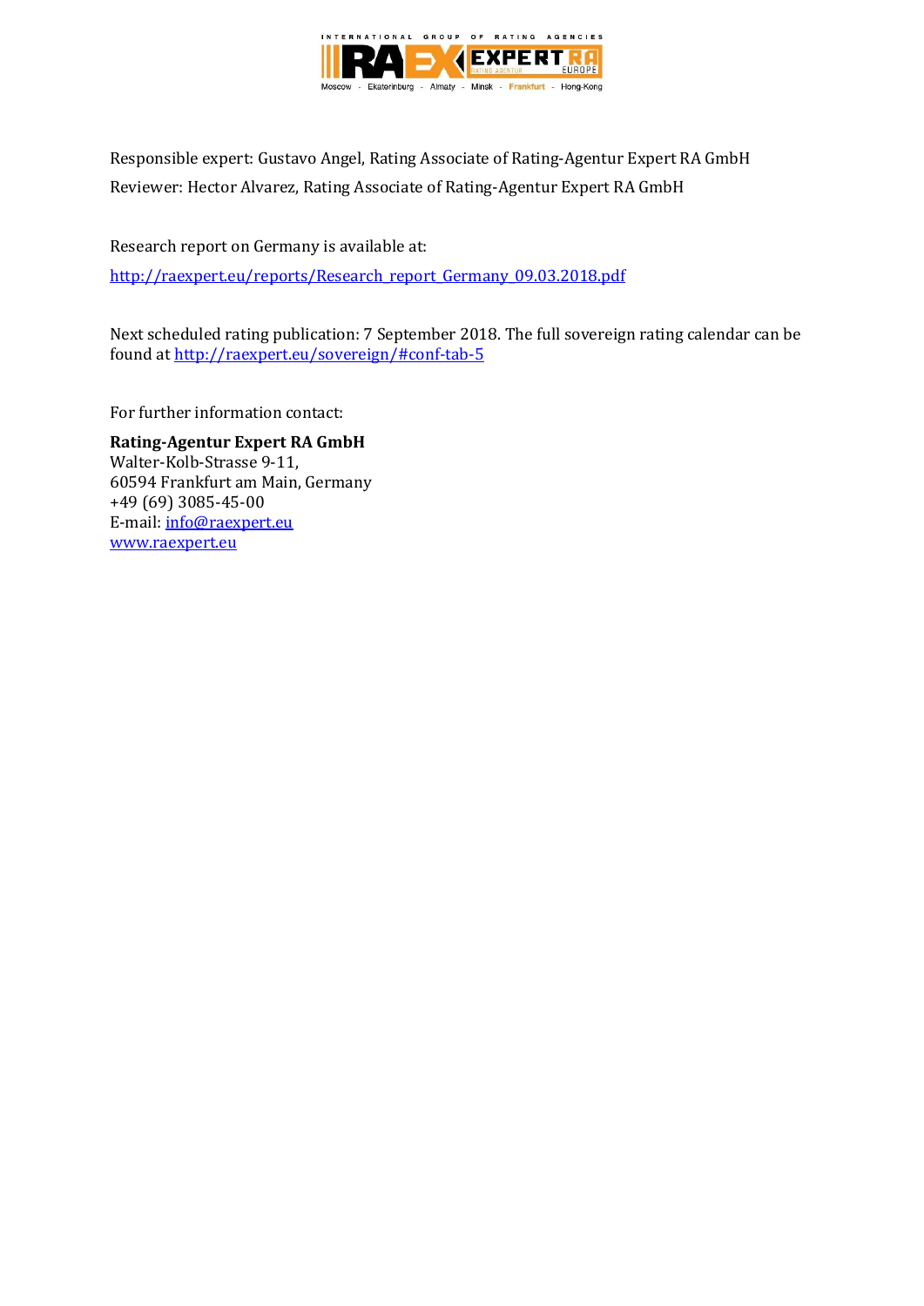Responsible expert: Gustavo Angel, Rating Associate of Rating-Agentur Expert RA GmbH
Reviewer: Hector Alvarez, Rating Associate of Rating-Agentur Expert RA GmbH

Research report on Germany is available at:
http://raexpert.eu/reports/Research_report_Germany_09.03.2018.pdf

Next scheduled rating publication: 7 September 2018. The full sovereign rating calendar can be found at http://raexpert.eu/sovereign/#conf-tab-5

For further information contact:

**Rating-Agentur Expert RA GmbH**
Walter-Kolb-Strasse 9-11,
60594 Frankfurt am Main, Germany
+49 (69) 3085-45-00
E-mail: info@raexpert.eu
www.raexpert.eu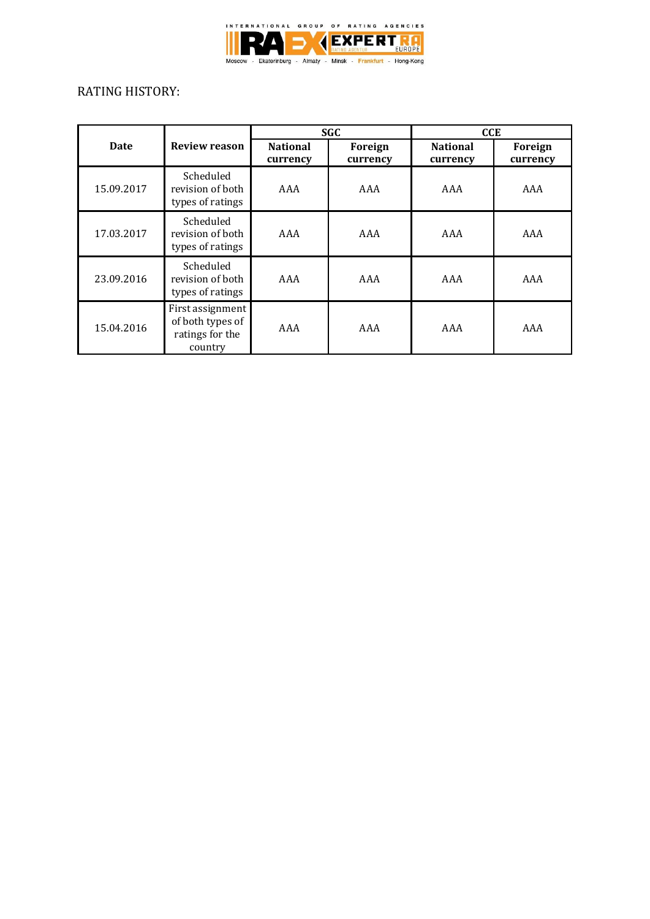RATING HISTORY:

| Date | Review reason | SGC | | CCE | |
|---|---|---|---|---|---|
| | | National currency | Foreign currency | National currency | Foreign currency |
| 15.09.2017 | Scheduled revision of both types of ratings | AAA | AAA | AAA | AAA |
| 17.03.2017 | Scheduled revision of both types of ratings | AAA | AAA | AAA | AAA |
| 23.09.2016 | Scheduled revision of both types of ratings | AAA | AAA | AAA | AAA |
| 15.04.2016 | First assignment of both types of ratings for the country | AAA | AAA | AAA | AAA |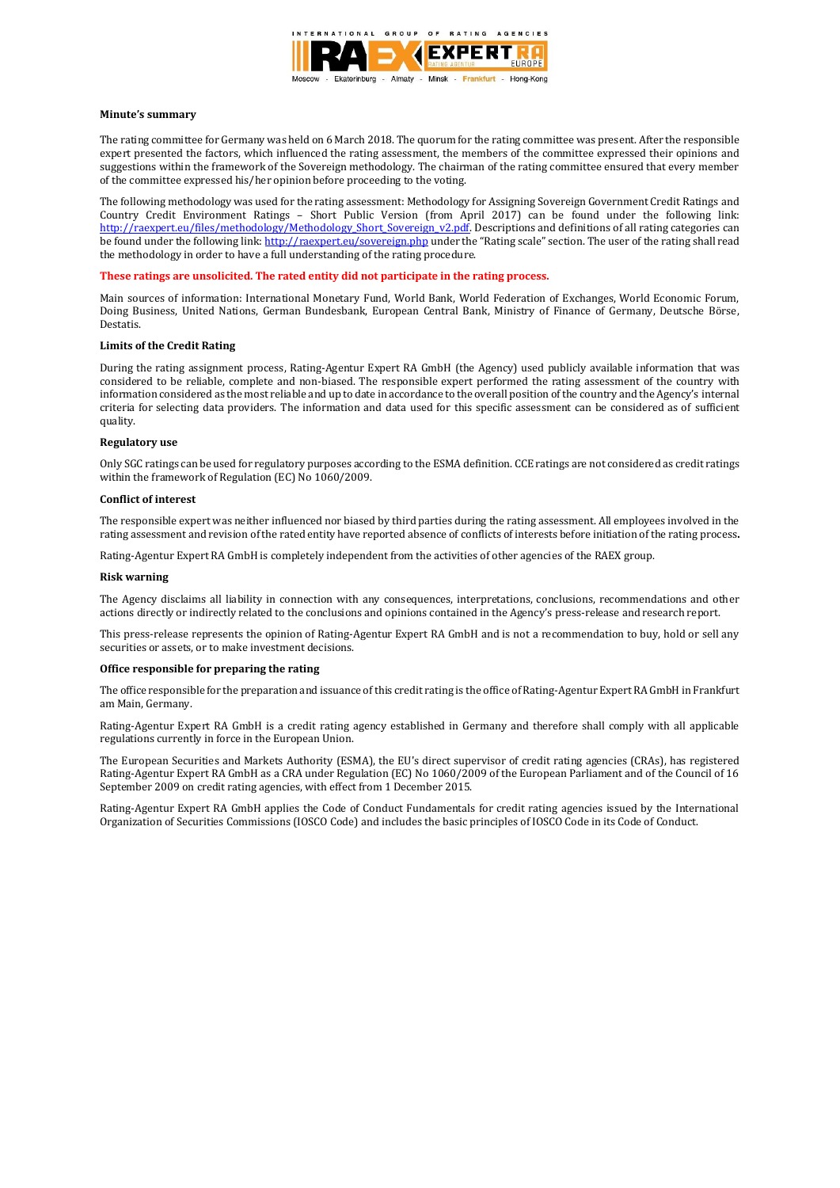**Minute's summary**

The rating committee for Germany was held on 6 March 2018. The quorum for the rating committee was present. After the responsible expert presented the factors, which influenced the rating assessment, the members of the committee expressed their opinions and suggestions within the framework of the Sovereign methodology. The chairman of the rating committee ensured that every member of the committee expressed his/her opinion before proceeding to the voting.

The following methodology was used for the rating assessment: Methodology for Assigning Sovereign Government Credit Ratings and Country Credit Environment Ratings – Short Public Version (from April 2017) can be found under the following link: http://raexpert.eu/files/methodology/Methodology_Short_Sovereign_v2.pdf. Descriptions and definitions of all rating categories can be found under the following link: http://raexpert.eu/sovereign.php under the "Rating scale" section. The user of the rating shall read the methodology in order to have a full understanding of the rating procedure.

**These ratings are unsolicited. The rated entity did not participate in the rating process.**

Main sources of information: International Monetary Fund, World Bank, World Federation of Exchanges, World Economic Forum, Doing Business, United Nations, German Bundesbank, European Central Bank, Ministry of Finance of Germany, Deutsche Börse, Destatis.

**Limits of the Credit Rating**

During the rating assignment process, Rating-Agentur Expert RA GmbH (the Agency) used publicly available information that was considered to be reliable, complete and non-biased. The responsible expert performed the rating assessment of the country with information considered as the most reliable and up to date in accordance to the overall position of the country and the Agency's internal criteria for selecting data providers. The information and data used for this specific assessment can be considered as of sufficient quality.

**Regulatory use**

Only SGC ratings can be used for regulatory purposes according to the ESMA definition. CCE ratings are not considered as credit ratings within the framework of Regulation (EC) No 1060/2009.

**Conflict of interest**

The responsible expert was neither influenced nor biased by third parties during the rating assessment. All employees involved in the rating assessment and revision of the rated entity have reported absence of conflicts of interests before initiation of the rating process**.**

Rating-Agentur Expert RA GmbH is completely independent from the activities of other agencies of the RAEX group.

**Risk warning**

The Agency disclaims all liability in connection with any consequences, interpretations, conclusions, recommendations and other actions directly or indirectly related to the conclusions and opinions contained in the Agency's press-release and research report.

This press-release represents the opinion of Rating-Agentur Expert RA GmbH and is not a recommendation to buy, hold or sell any securities or assets, or to make investment decisions.

**Office responsible for preparing the rating**

The office responsible for the preparation and issuance of this credit rating is the office of Rating-Agentur Expert RA GmbH in Frankfurt am Main, Germany.

Rating-Agentur Expert RA GmbH is a credit rating agency established in Germany and therefore shall comply with all applicable regulations currently in force in the European Union.

The European Securities and Markets Authority (ESMA), the EU's direct supervisor of credit rating agencies (CRAs), has registered Rating-Agentur Expert RA GmbH as a CRA under Regulation (EC) No 1060/2009 of the European Parliament and of the Council of 16 September 2009 on credit rating agencies, with effect from 1 December 2015.

Rating-Agentur Expert RA GmbH applies the Code of Conduct Fundamentals for credit rating agencies issued by the International Organization of Securities Commissions (IOSCO Code) and includes the basic principles of IOSCO Code in its Code of Conduct.